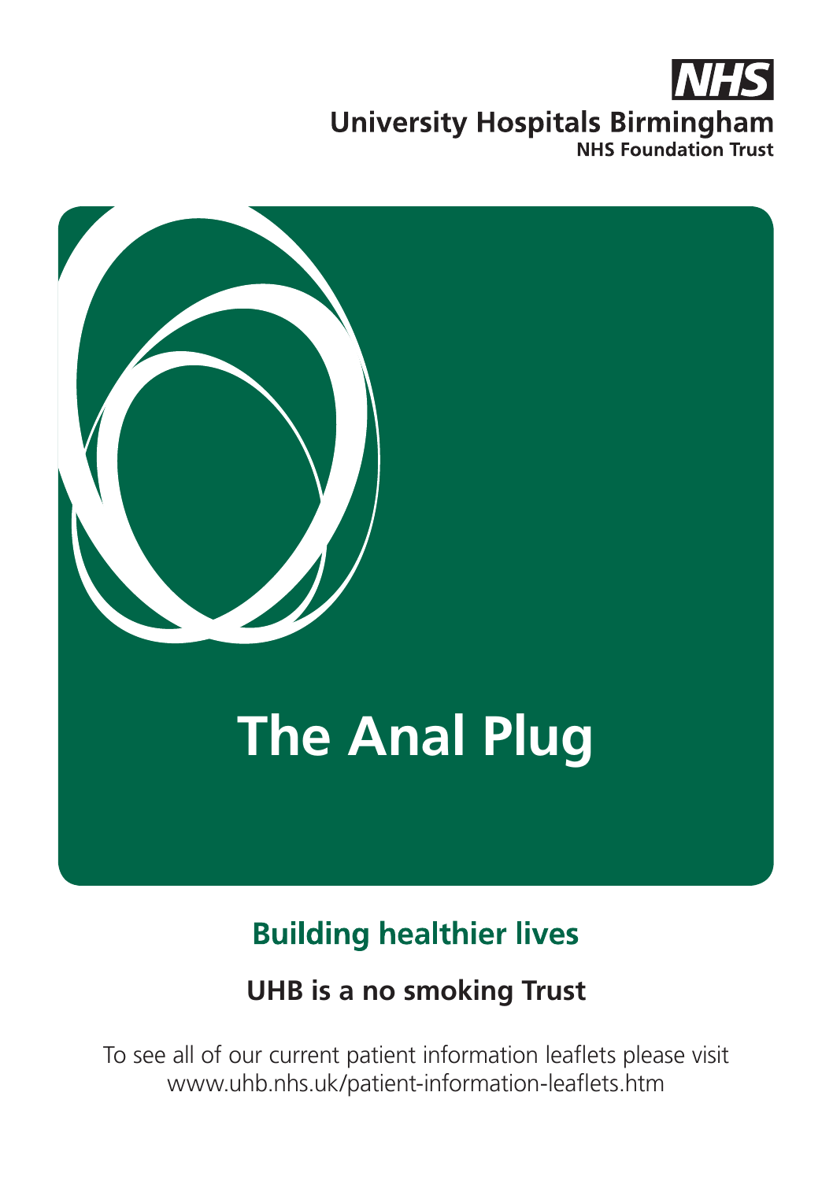**NHS**

**University Hospitals Birmingham**
**NHS Foundation Trust**

# The Anal Plug

## Building healthier lives

**UHB is a no smoking Trust**

To see all of our current patient information leaflets please visit www.uhb.nhs.uk/patient-information-leaflets.htm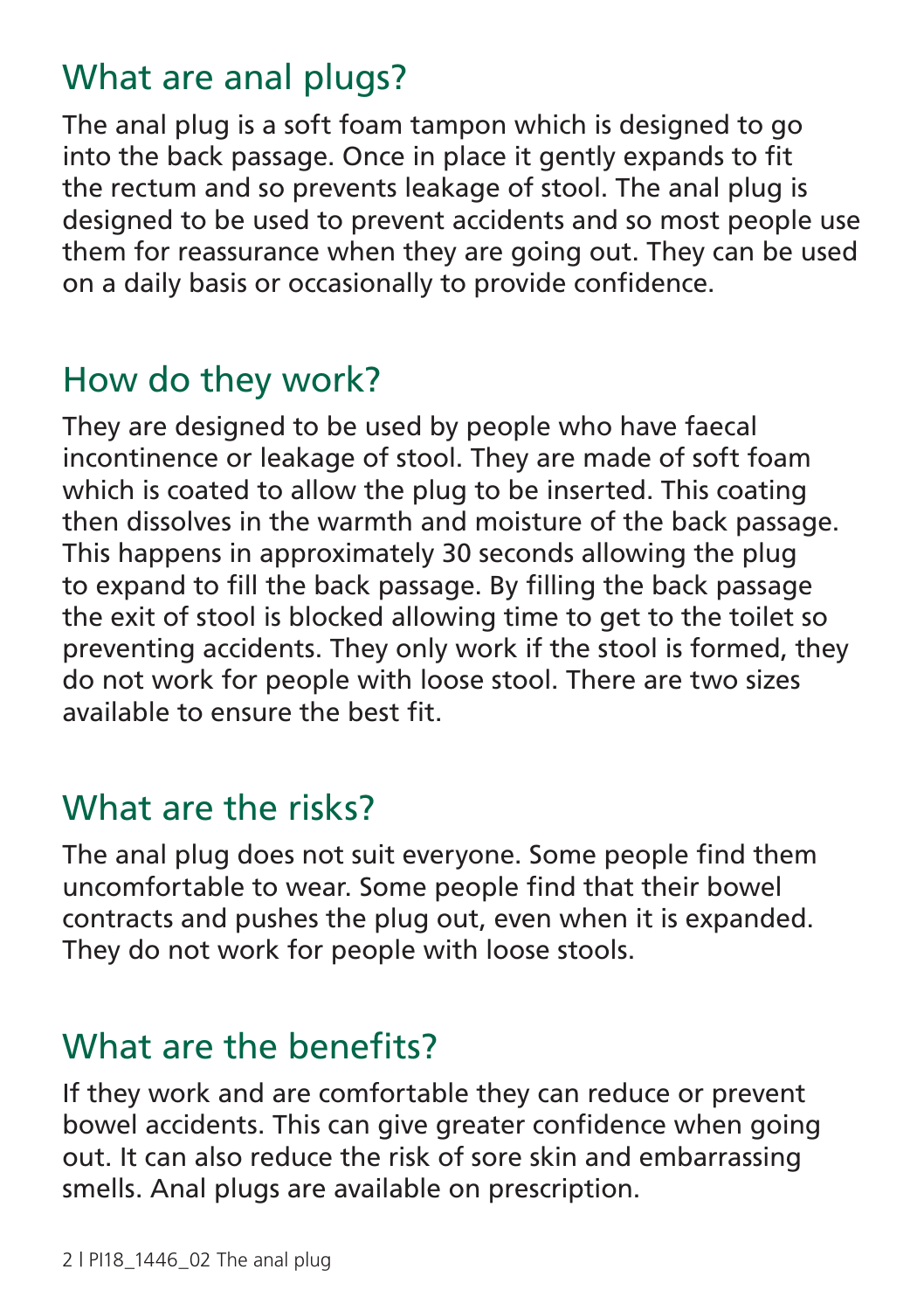## What are anal plugs?

The anal plug is a soft foam tampon which is designed to go into the back passage. Once in place it gently expands to fit the rectum and so prevents leakage of stool. The anal plug is designed to be used to prevent accidents and so most people use them for reassurance when they are going out. They can be used on a daily basis or occasionally to provide confidence.

## How do they work?

They are designed to be used by people who have faecal incontinence or leakage of stool. They are made of soft foam which is coated to allow the plug to be inserted. This coating then dissolves in the warmth and moisture of the back passage. This happens in approximately 30 seconds allowing the plug to expand to fill the back passage. By filling the back passage the exit of stool is blocked allowing time to get to the toilet so preventing accidents. They only work if the stool is formed, they do not work for people with loose stool. There are two sizes available to ensure the best fit.

## What are the risks?

The anal plug does not suit everyone. Some people find them uncomfortable to wear. Some people find that their bowel contracts and pushes the plug out, even when it is expanded. They do not work for people with loose stools.

## What are the benefits?

If they work and are comfortable they can reduce or prevent bowel accidents. This can give greater confidence when going out. It can also reduce the risk of sore skin and embarrassing smells. Anal plugs are available on prescription.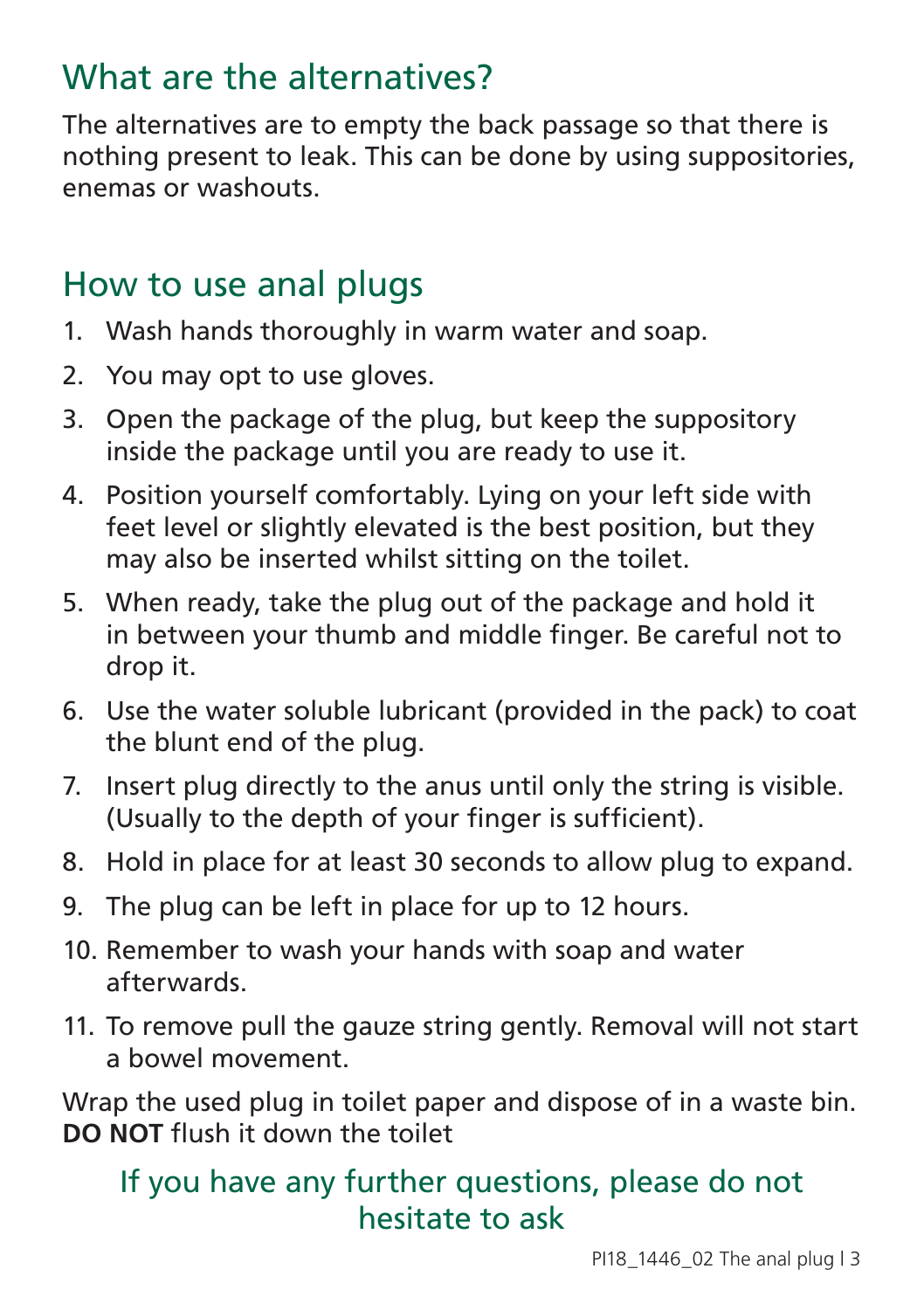## What are the alternatives?

The alternatives are to empty the back passage so that there is nothing present to leak. This can be done by using suppositories, enemas or washouts.

## How to use anal plugs

1. Wash hands thoroughly in warm water and soap.
2. You may opt to use gloves.
3. Open the package of the plug, but keep the suppository inside the package until you are ready to use it.
4. Position yourself comfortably. Lying on your left side with feet level or slightly elevated is the best position, but they may also be inserted whilst sitting on the toilet.
5. When ready, take the plug out of the package and hold it in between your thumb and middle finger. Be careful not to drop it.
6. Use the water soluble lubricant (provided in the pack) to coat the blunt end of the plug.
7. Insert plug directly to the anus until only the string is visible. (Usually to the depth of your finger is sufficient).
8. Hold in place for at least 30 seconds to allow plug to expand.
9. The plug can be left in place for up to 12 hours.
10. Remember to wash your hands with soap and water afterwards.
11. To remove pull the gauze string gently. Removal will not start a bowel movement.

Wrap the used plug in toilet paper and dispose of in a waste bin. **DO NOT** flush it down the toilet

If you have any further questions, please do not hesitate to ask

PI18_1446_02 The anal plug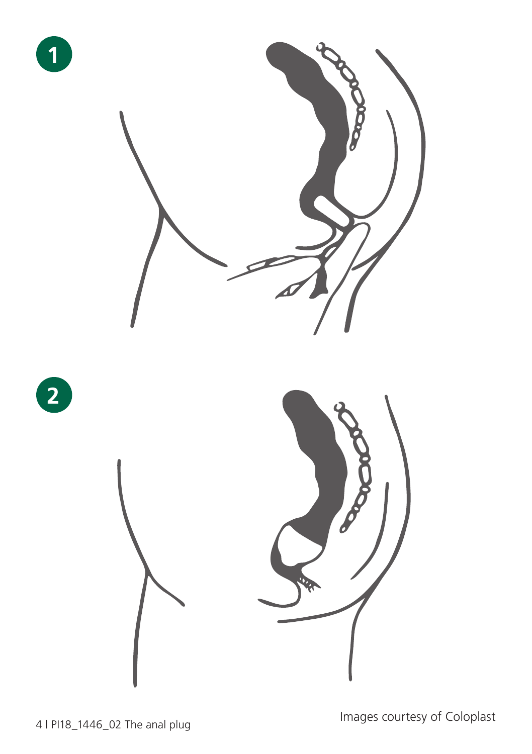1

2

Images courtesy of Coloplast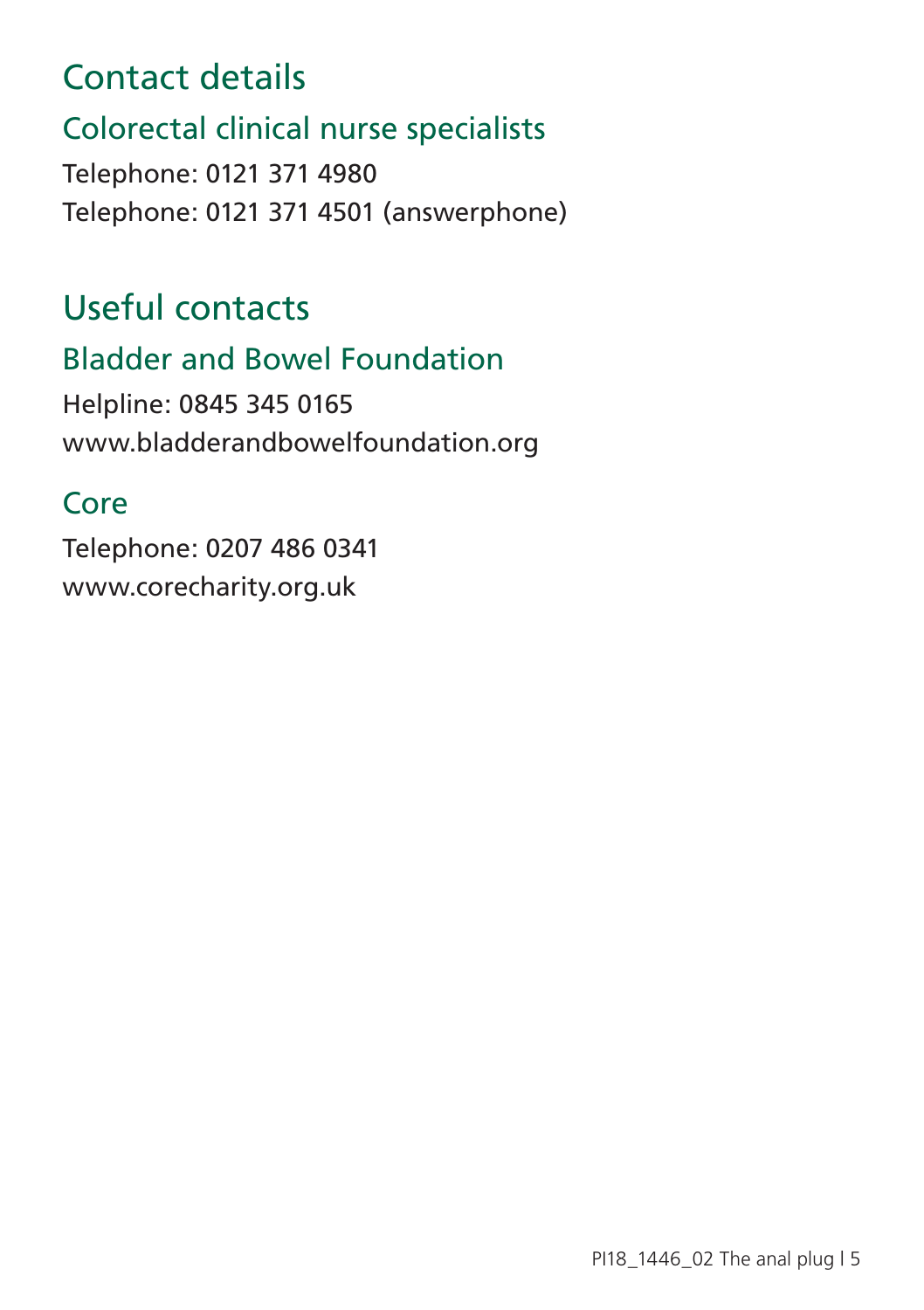# Contact details

## Colorectal clinical nurse specialists

Telephone: 0121 371 4980
Telephone: 0121 371 4501 (answerphone)

# Useful contacts

## Bladder and Bowel Foundation

Helpline: 0845 345 0165
www.bladderandbowelfoundation.org

## Core

Telephone: 0207 486 0341
www.corecharity.org.uk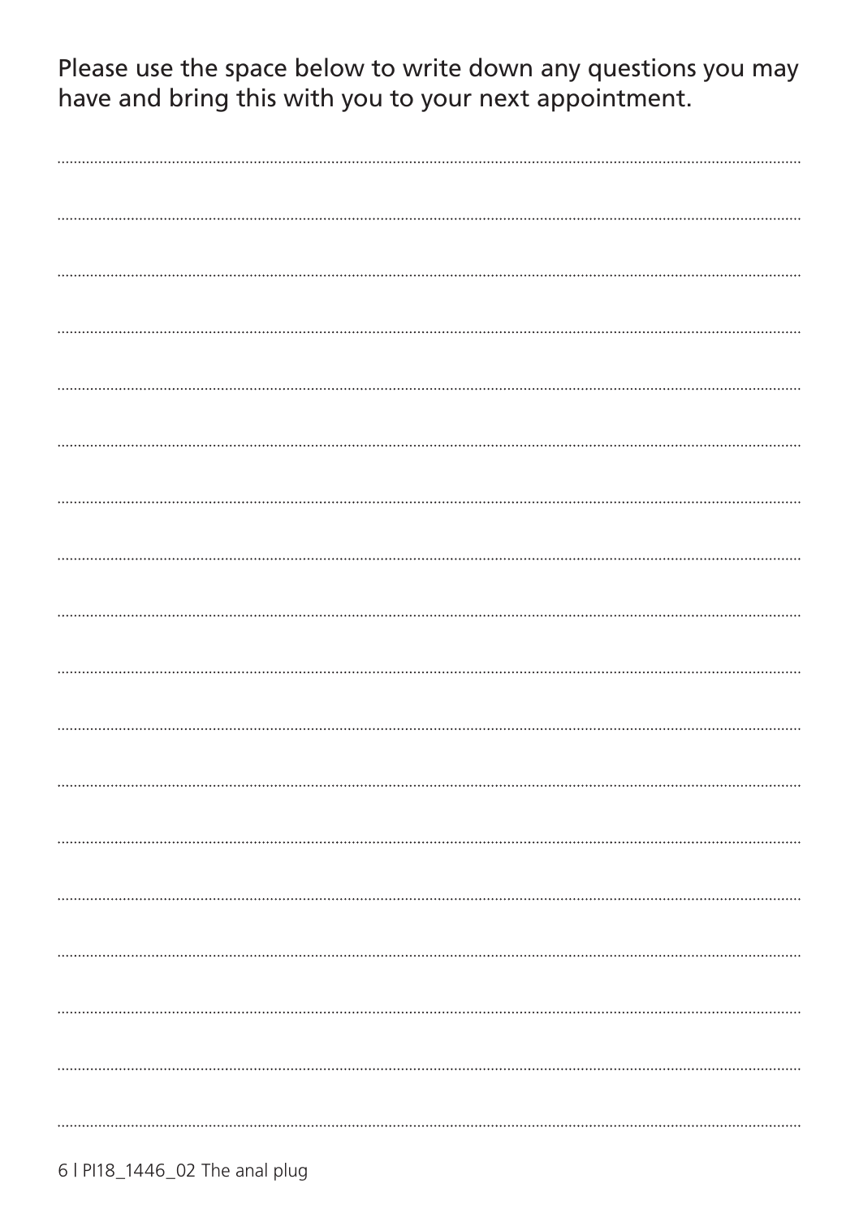Please use the space below to write down any questions you may have and bring this with you to your next appointment.

.......................................................................................................................................................

.......................................................................................................................................................

.......................................................................................................................................................

.......................................................................................................................................................

.......................................................................................................................................................

.......................................................................................................................................................

.......................................................................................................................................................

.......................................................................................................................................................

.......................................................................................................................................................

.......................................................................................................................................................

.......................................................................................................................................................

.......................................................................................................................................................

.......................................................................................................................................................

.......................................................................................................................................................

.......................................................................................................................................................

.......................................................................................................................................................

.......................................................................................................................................................

.......................................................................................................................................................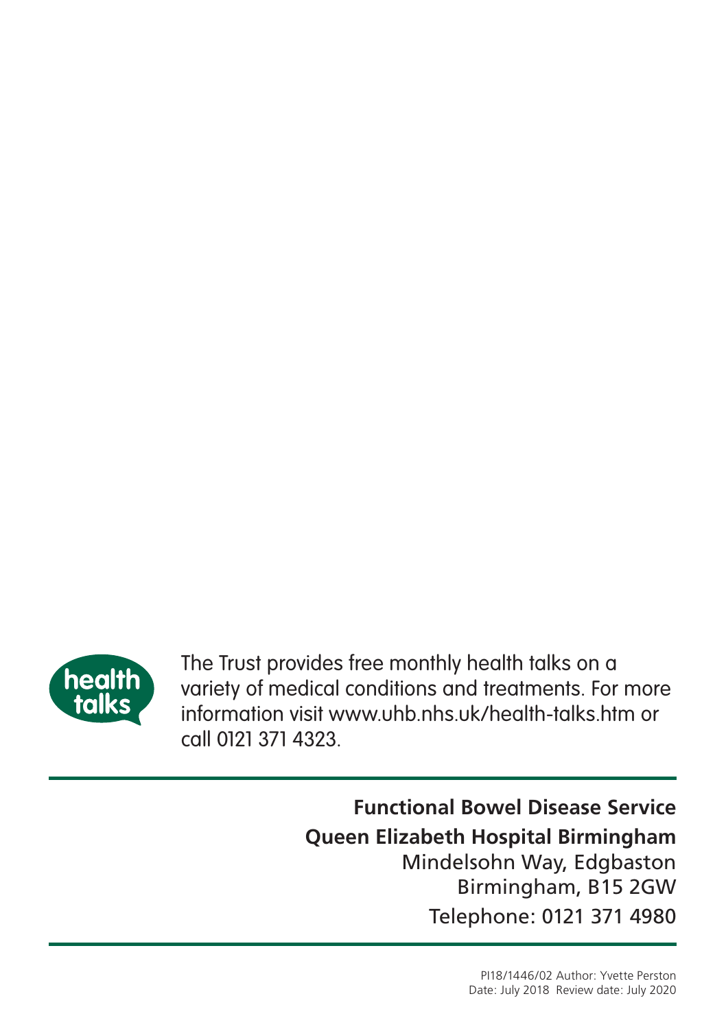health talks

The Trust provides free monthly health talks on a variety of medical conditions and treatments. For more information visit www.uhb.nhs.uk/health-talks.htm or call 0121 371 4323.

---

**Functional Bowel Disease Service**

**Queen Elizabeth Hospital Birmingham**

Mindelsohn Way, Edgbaston
Birmingham, B15 2GW
Telephone: 0121 371 4980

---

PI18/1446/02 Author: Yvette Perston
Date: July 2018 Review date: July 2020